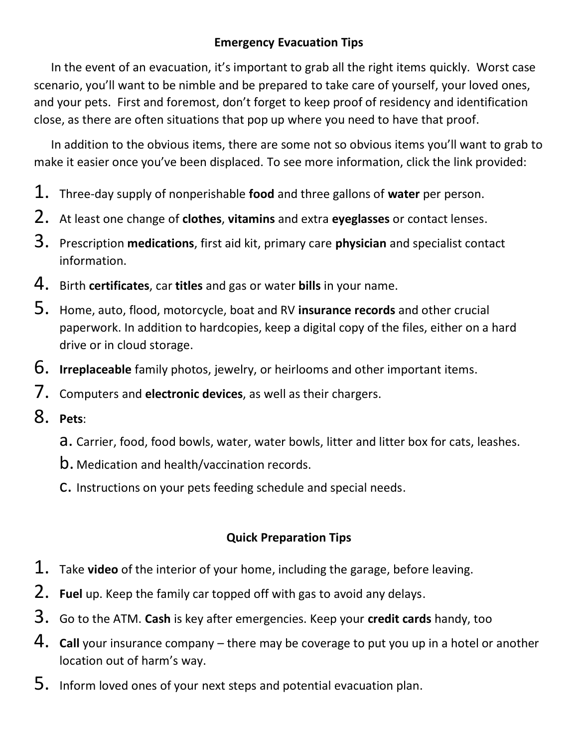## Emergency Evacuation Tips

In the event of an evacuation, it's important to grab all the right items quickly. Worst case scenario, you'll want to be nimble and be prepared to take care of yourself, your loved ones, and your pets. First and foremost, don't forget to keep proof of residency and identification close, as there are often situations that pop up where you need to have that proof.

In addition to the obvious items, there are some not so obvious items you'll want to grab to make it easier once you've been displaced. To see more information, click the link provided:

1. Three-day supply of nonperishable **food** and three gallons of **water** per person.
2. At least one change of **clothes**, **vitamins** and extra **eyeglasses** or contact lenses.
3. Prescription **medications**, first aid kit, primary care **physician** and specialist contact information.
4. Birth **certificates**, car **titles** and gas or water **bills** in your name.
5. Home, auto, flood, motorcycle, boat and RV **insurance records** and other crucial paperwork. In addition to hardcopies, keep a digital copy of the files, either on a hard drive or in cloud storage.
6. **Irreplaceable** family photos, jewelry, or heirlooms and other important items.
7. Computers and **electronic devices**, as well as their chargers.
8. **Pets**:
   a. Carrier, food, food bowls, water, water bowls, litter and litter box for cats, leashes.
   b. Medication and health/vaccination records.
   c. Instructions on your pets feeding schedule and special needs.

## Quick Preparation Tips

1. Take **video** of the interior of your home, including the garage, before leaving.
2. **Fuel** up. Keep the family car topped off with gas to avoid any delays.
3. Go to the ATM. **Cash** is key after emergencies. Keep your **credit cards** handy, too
4. **Call** your insurance company – there may be coverage to put you up in a hotel or another location out of harm's way.
5. Inform loved ones of your next steps and potential evacuation plan.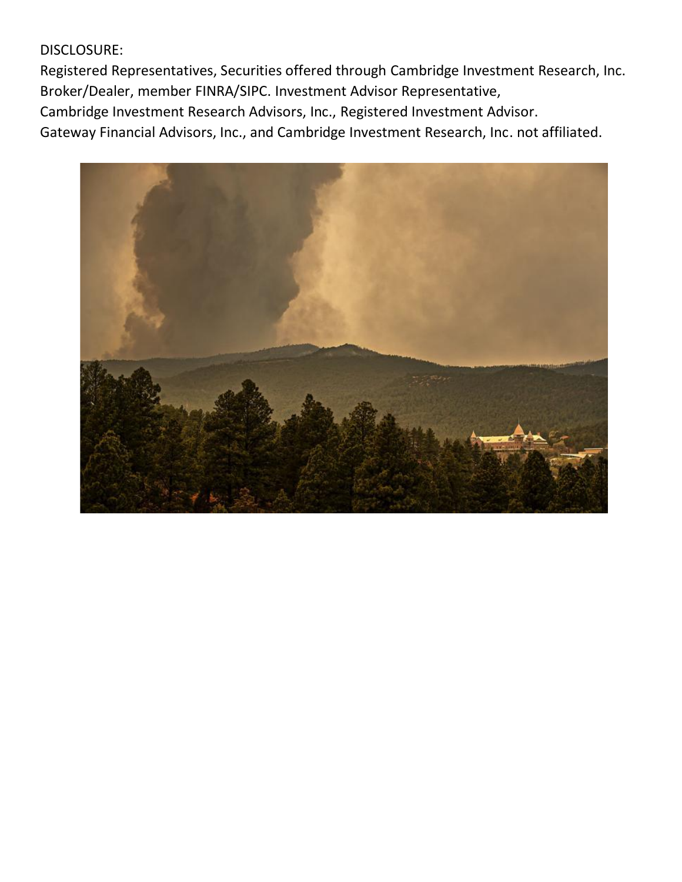DISCLOSURE:

Registered Representatives, Securities offered through Cambridge Investment Research, Inc. Broker/Dealer, member FINRA/SIPC. Investment Advisor Representative, Cambridge Investment Research Advisors, Inc., Registered Investment Advisor. Gateway Financial Advisors, Inc., and Cambridge Investment Research, Inc. not affiliated.